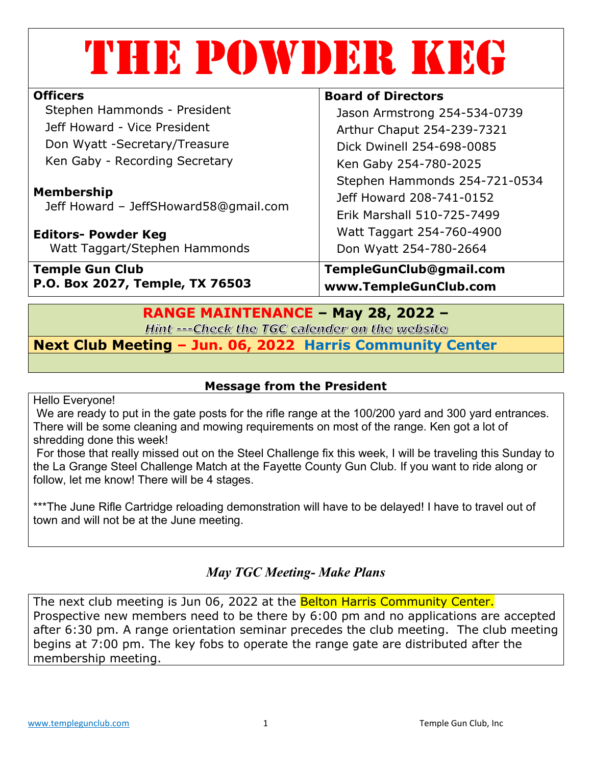# THE POWDER KEG

**Officers**

Stephen Hammonds - President
Jeff Howard - Vice President
Don Wyatt -Secretary/Treasure
Ken Gaby - Recording Secretary

**Membership**

Jeff Howard – JeffSHoward58@gmail.com

**Editors- Powder Keg**

Watt Taggart/Stephen Hammonds

**Board of Directors**

Jason Armstrong 254-534-0739
Arthur Chaput 254-239-7321
Dick Dwinell 254-698-0085
Ken Gaby 254-780-2025
Stephen Hammonds 254-721-0534
Jeff Howard 208-741-0152
Erik Marshall 510-725-7499
Watt Taggart 254-760-4900
Don Wyatt 254-780-2664

**Temple Gun Club**
**P.O. Box 2027, Temple, TX 76503**

**TempleGunClub@gmail.com**
**www.TempleGunClub.com**

**RANGE MAINTENANCE – May 28, 2022 –**

*Hint ---Check the TGC calender on the website*

**Next Club Meeting – Jun. 06, 2022 Harris Community Center**

## Message from the President

Hello Everyone!

We are ready to put in the gate posts for the rifle range at the 100/200 yard and 300 yard entrances. There will be some cleaning and mowing requirements on most of the range. Ken got a lot of shredding done this week!

For those that really missed out on the Steel Challenge fix this week, I will be traveling this Sunday to the La Grange Steel Challenge Match at the Fayette County Gun Club. If you want to ride along or follow, let me know! There will be 4 stages.

***The June Rifle Cartridge reloading demonstration will have to be delayed! I have to travel out of town and will not be at the June meeting.

## *May TGC Meeting- Make Plans*

The next club meeting is Jun 06, 2022 at the Belton Harris Community Center. Prospective new members need to be there by 6:00 pm and no applications are accepted after 6:30 pm. A range orientation seminar precedes the club meeting. The club meeting begins at 7:00 pm. The key fobs to operate the range gate are distributed after the membership meeting.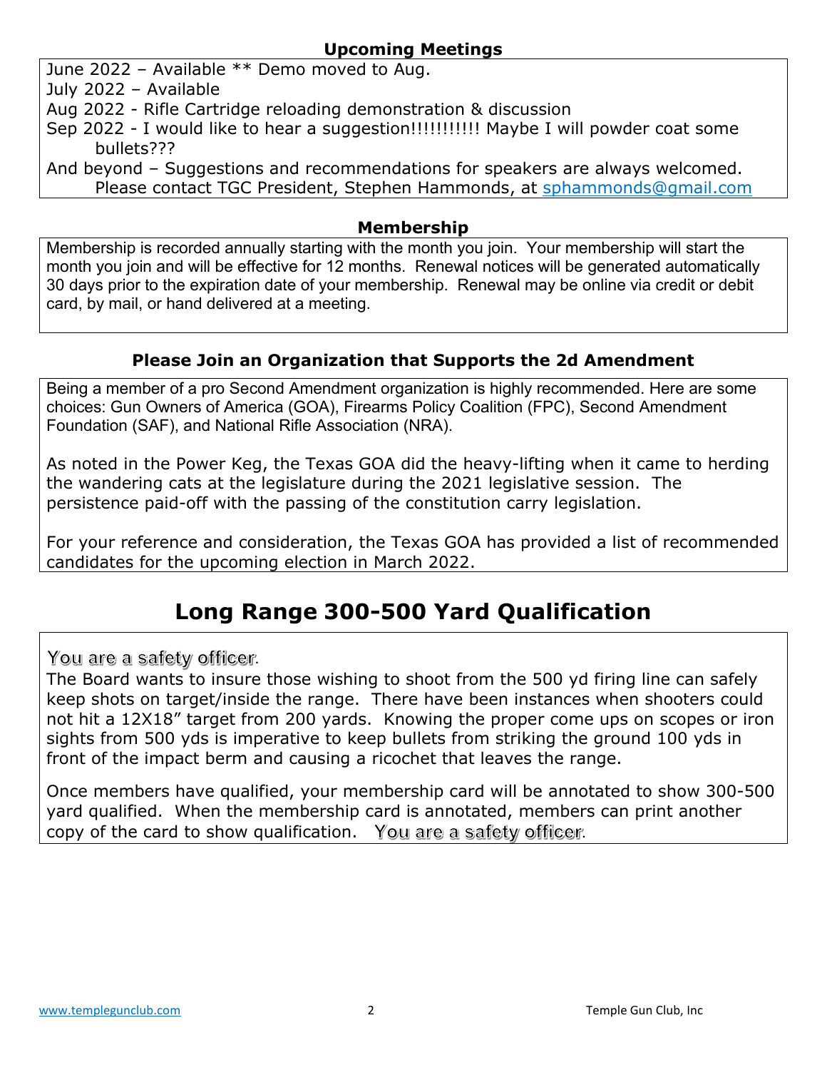### Upcoming Meetings

June 2022 – Available ** Demo moved to Aug.
July 2022 – Available
Aug 2022 - Rifle Cartridge reloading demonstration & discussion
Sep 2022 - I would like to hear a suggestion!!!!!!!!!!! Maybe I will powder coat some bullets???
And beyond – Suggestions and recommendations for speakers are always welcomed. Please contact TGC President, Stephen Hammonds, at sphammonds@gmail.com

### Membership

Membership is recorded annually starting with the month you join. Your membership will start the month you join and will be effective for 12 months. Renewal notices will be generated automatically 30 days prior to the expiration date of your membership. Renewal may be online via credit or debit card, by mail, or hand delivered at a meeting.

### Please Join an Organization that Supports the 2d Amendment

Being a member of a pro Second Amendment organization is highly recommended. Here are some choices: Gun Owners of America (GOA), Firearms Policy Coalition (FPC), Second Amendment Foundation (SAF), and National Rifle Association (NRA).

As noted in the Power Keg, the Texas GOA did the heavy-lifting when it came to herding the wandering cats at the legislature during the 2021 legislative session. The persistence paid-off with the passing of the constitution carry legislation.

For your reference and consideration, the Texas GOA has provided a list of recommended candidates for the upcoming election in March 2022.

## Long Range 300-500 Yard Qualification

You are a safety officer.
The Board wants to insure those wishing to shoot from the 500 yd firing line can safely keep shots on target/inside the range. There have been instances when shooters could not hit a 12X18" target from 200 yards. Knowing the proper come ups on scopes or iron sights from 500 yds is imperative to keep bullets from striking the ground 100 yds in front of the impact berm and causing a ricochet that leaves the range.

Once members have qualified, your membership card will be annotated to show 300-500 yard qualified. When the membership card is annotated, members can print another copy of the card to show qualification. You are a safety officer.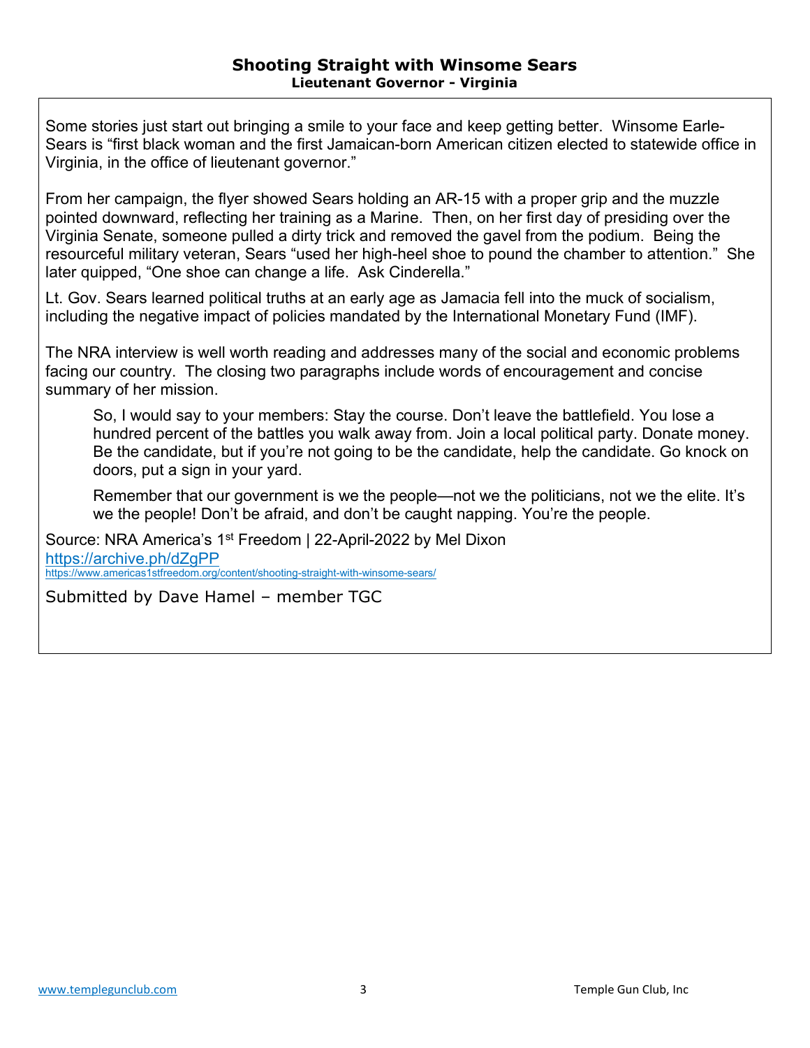## Shooting Straight with Winsome Sears

**Lieutenant Governor - Virginia**

Some stories just start out bringing a smile to your face and keep getting better. Winsome Earle-Sears is "first black woman and the first Jamaican-born American citizen elected to statewide office in Virginia, in the office of lieutenant governor."

From her campaign, the flyer showed Sears holding an AR-15 with a proper grip and the muzzle pointed downward, reflecting her training as a Marine. Then, on her first day of presiding over the Virginia Senate, someone pulled a dirty trick and removed the gavel from the podium. Being the resourceful military veteran, Sears "used her high-heel shoe to pound the chamber to attention." She later quipped, "One shoe can change a life. Ask Cinderella."

Lt. Gov. Sears learned political truths at an early age as Jamacia fell into the muck of socialism, including the negative impact of policies mandated by the International Monetary Fund (IMF).

The NRA interview is well worth reading and addresses many of the social and economic problems facing our country. The closing two paragraphs include words of encouragement and concise summary of her mission.

> So, I would say to your members: Stay the course. Don't leave the battlefield. You lose a hundred percent of the battles you walk away from. Join a local political party. Donate money. Be the candidate, but if you're not going to be the candidate, help the candidate. Go knock on doors, put a sign in your yard.
>
> Remember that our government is we the people—not we the politicians, not we the elite. It's we the people! Don't be afraid, and don't be caught napping. You're the people.

Source: NRA America's 1st Freedom | 22-April-2022 by Mel Dixon
https://archive.ph/dZgPP
https://www.americas1stfreedom.org/content/shooting-straight-with-winsome-sears/

Submitted by Dave Hamel – member TGC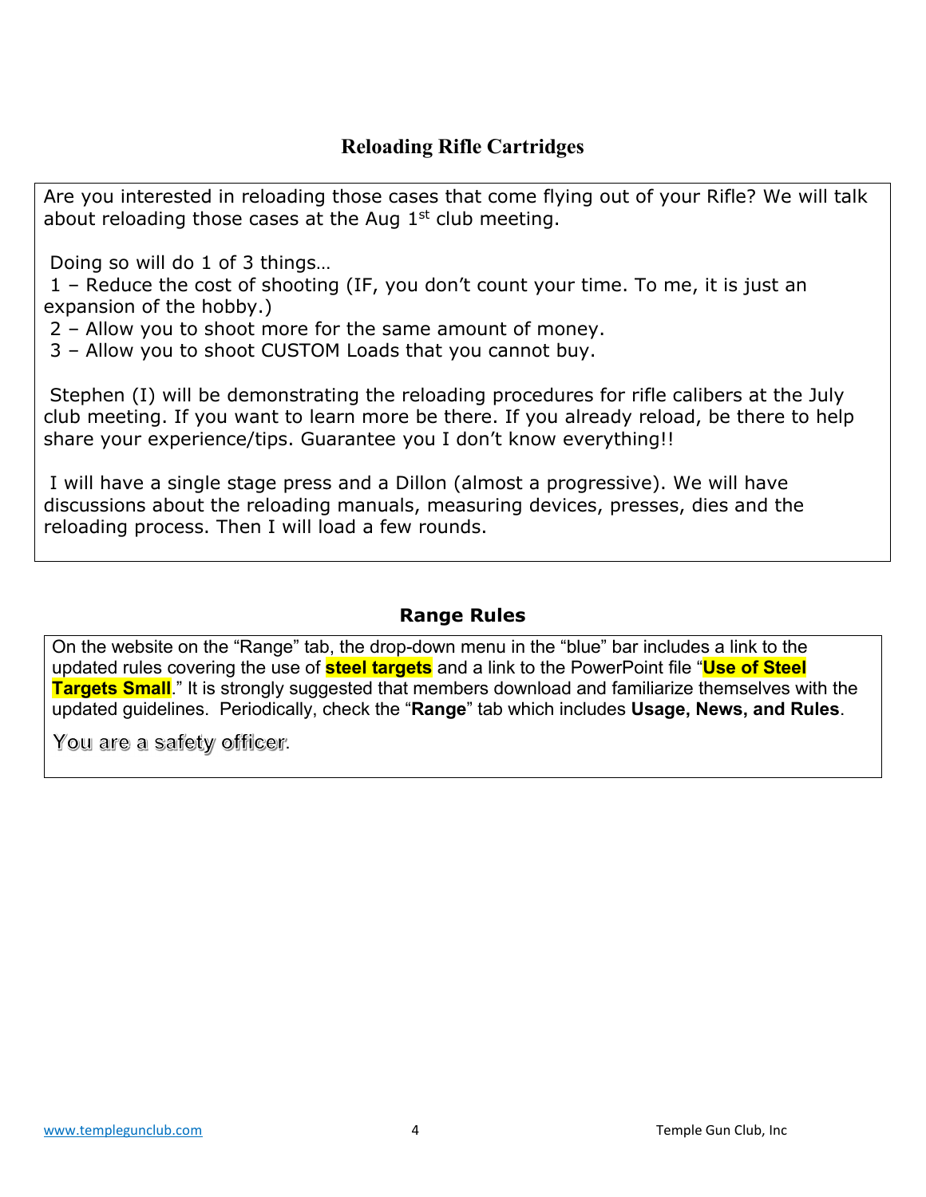## Reloading Rifle Cartridges

Are you interested in reloading those cases that come flying out of your Rifle? We will talk about reloading those cases at the Aug 1st club meeting.

Doing so will do 1 of 3 things…

1 – Reduce the cost of shooting (IF, you don't count your time. To me, it is just an expansion of the hobby.)
2 – Allow you to shoot more for the same amount of money.
3 – Allow you to shoot CUSTOM Loads that you cannot buy.

Stephen (I) will be demonstrating the reloading procedures for rifle calibers at the July club meeting. If you want to learn more be there. If you already reload, be there to help share your experience/tips. Guarantee you I don't know everything!!

I will have a single stage press and a Dillon (almost a progressive). We will have discussions about the reloading manuals, measuring devices, presses, dies and the reloading process. Then I will load a few rounds.

## Range Rules

On the website on the "Range" tab, the drop-down menu in the "blue" bar includes a link to the updated rules covering the use of **steel targets** and a link to the PowerPoint file "**Use of Steel Targets Small**." It is strongly suggested that members download and familiarize themselves with the updated guidelines. Periodically, check the "**Range**" tab which includes **Usage, News, and Rules**.

You are a safety officer.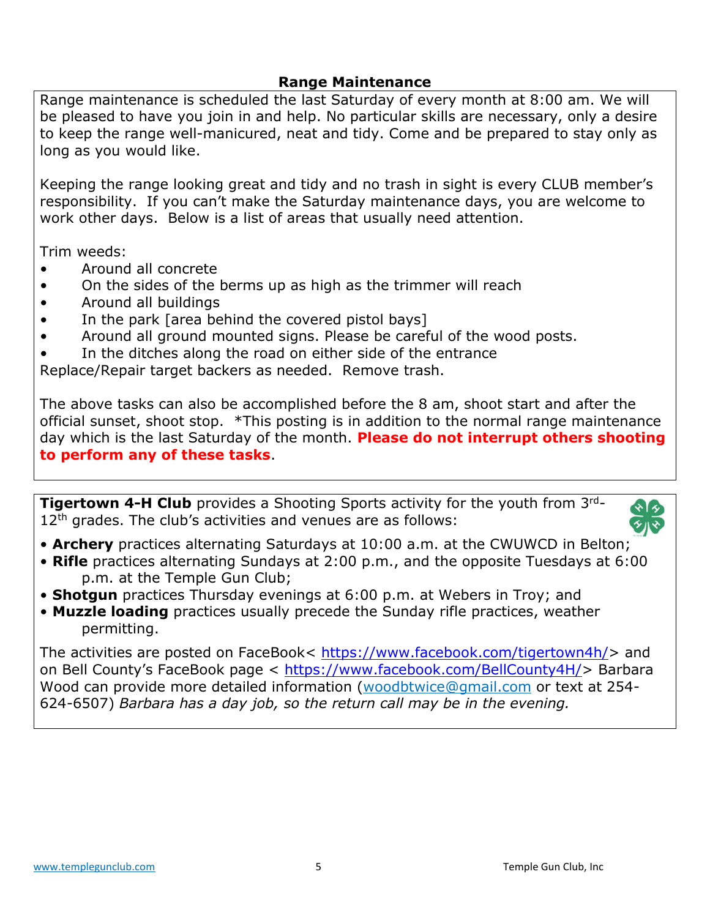## Range Maintenance

Range maintenance is scheduled the last Saturday of every month at 8:00 am. We will be pleased to have you join in and help. No particular skills are necessary, only a desire to keep the range well-manicured, neat and tidy. Come and be prepared to stay only as long as you would like.

Keeping the range looking great and tidy and no trash in sight is every CLUB member's responsibility. If you can't make the Saturday maintenance days, you are welcome to work other days. Below is a list of areas that usually need attention.

Trim weeds:

- Around all concrete
- On the sides of the berms up as high as the trimmer will reach
- Around all buildings
- In the park [area behind the covered pistol bays]
- Around all ground mounted signs. Please be careful of the wood posts.
- In the ditches along the road on either side of the entrance

Replace/Repair target backers as needed. Remove trash.

The above tasks can also be accomplished before the 8 am, shoot start and after the official sunset, shoot stop. *This posting is in addition to the normal range maintenance day which is the last Saturday of the month. **Please do not interrupt others shooting to perform any of these tasks**.

**Tigertown 4-H Club** provides a Shooting Sports activity for the youth from 3rd-12th grades. The club's activities and venues are as follows:

- **Archery** practices alternating Saturdays at 10:00 a.m. at the CWUWCD in Belton;
- **Rifle** practices alternating Sundays at 2:00 p.m., and the opposite Tuesdays at 6:00 p.m. at the Temple Gun Club;
- **Shotgun** practices Thursday evenings at 6:00 p.m. at Webers in Troy; and
- **Muzzle loading** practices usually precede the Sunday rifle practices, weather permitting.

The activities are posted on FaceBook< https://www.facebook.com/tigertown4h/> and on Bell County's FaceBook page < https://www.facebook.com/BellCounty4H/> Barbara Wood can provide more detailed information (woodbtwice@gmail.com or text at 254-624-6507) *Barbara has a day job, so the return call may be in the evening.*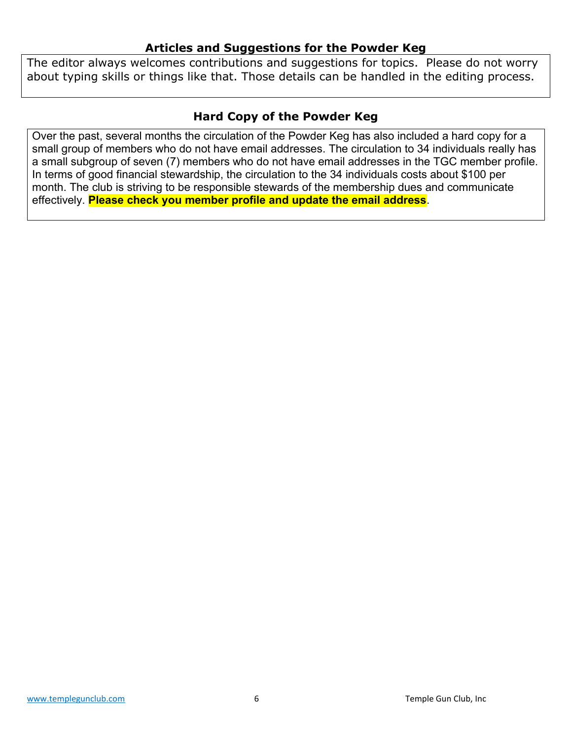## Articles and Suggestions for the Powder Keg

The editor always welcomes contributions and suggestions for topics.  Please do not worry about typing skills or things like that. Those details can be handled in the editing process.

## Hard Copy of the Powder Keg

Over the past, several months the circulation of the Powder Keg has also included a hard copy for a small group of members who do not have email addresses. The circulation to 34 individuals really has a small subgroup of seven (7) members who do not have email addresses in the TGC member profile. In terms of good financial stewardship, the circulation to the 34 individuals costs about $100 per month. The club is striving to be responsible stewards of the membership dues and communicate effectively. **Please check you member profile and update the email address**.